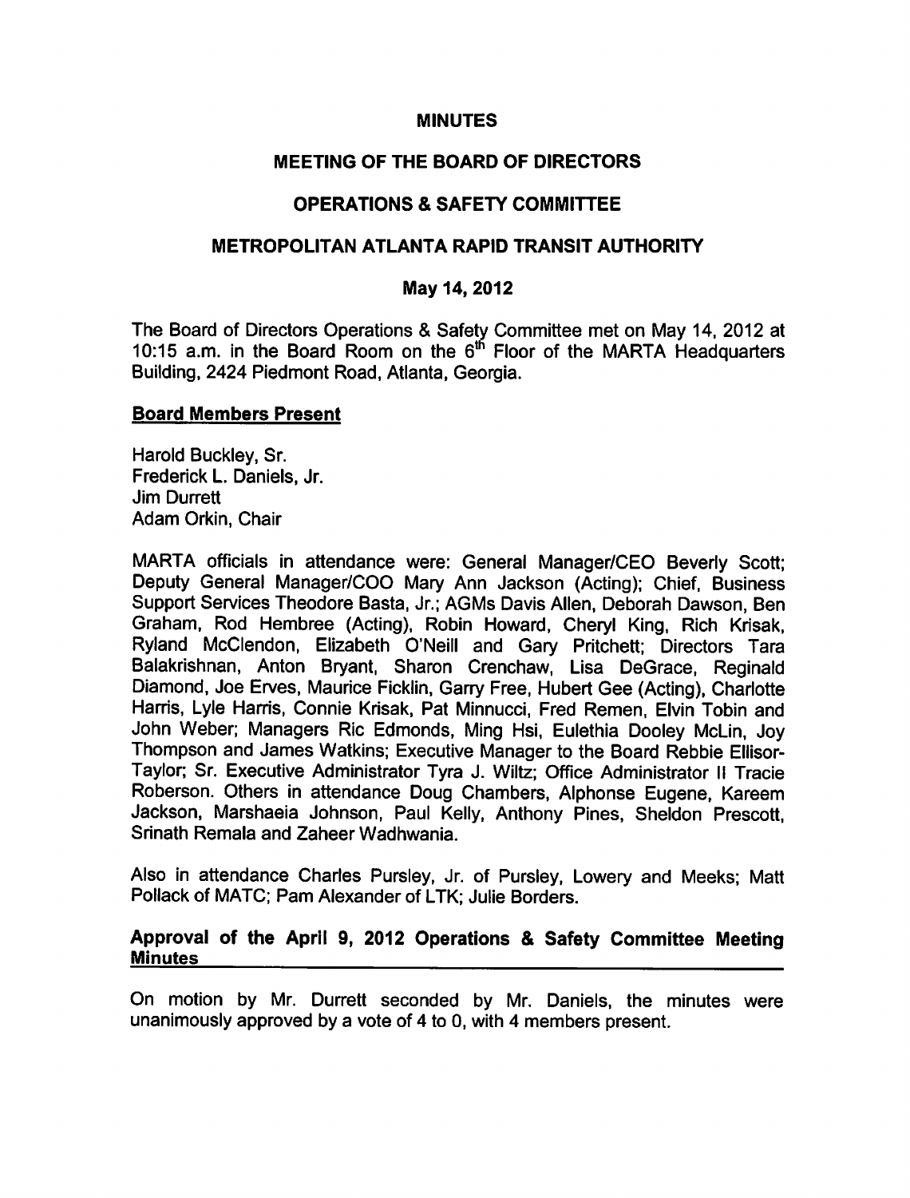# MINUTES

## MEETING OF THE BOARD OF DIRECTORS

## OPERATIONS & SAFETY COMMITTEE

## METROPOLITAN ATLANTA RAPID TRANSIT AUTHORITY

### May 14, 2012

The Board of Directors Operations & Safety Committee met on May 14, 2012 at 10:15 a.m. in the Board Room on the 6th Floor of the MARTA Headquarters Building, 2424 Piedmont Road, Atlanta, Georgia.

**Board Members Present**

Harold Buckley, Sr.
Frederick L. Daniels, Jr.
Jim Durrett
Adam Orkin, Chair

MARTA officials in attendance were: General Manager/CEO Beverly Scott; Deputy General Manager/COO Mary Ann Jackson (Acting); Chief, Business Support Services Theodore Basta, Jr.; AGMs Davis Allen, Deborah Dawson, Ben Graham, Rod Hembree (Acting), Robin Howard, Cheryl King, Rich Krisak, Ryland McClendon, Elizabeth O'Neill and Gary Pritchett; Directors Tara Balakrishnan, Anton Bryant, Sharon Crenchaw, Lisa DeGrace, Reginald Diamond, Joe Erves, Maurice Ficklin, Garry Free, Hubert Gee (Acting), Charlotte Harris, Lyle Harris, Connie Krisak, Pat Minnucci, Fred Remen, Elvin Tobin and John Weber; Managers Ric Edmonds, Ming Hsi, Eulethia Dooley McLin, Joy Thompson and James Watkins; Executive Manager to the Board Rebbie Ellisor-Taylor; Sr. Executive Administrator Tyra J. Wiltz; Office Administrator II Tracie Roberson. Others in attendance Doug Chambers, Alphonse Eugene, Kareem Jackson, Marshaeia Johnson, Paul Kelly, Anthony Pines, Sheldon Prescott, Srinath Remala and Zaheer Wadhwania.

Also in attendance Charles Pursley, Jr. of Pursley, Lowery and Meeks; Matt Pollack of MATC; Pam Alexander of LTK; Julie Borders.

**Approval of the April 9, 2012 Operations & Safety Committee Meeting Minutes**

On motion by Mr. Durrett seconded by Mr. Daniels, the minutes were unanimously approved by a vote of 4 to 0, with 4 members present.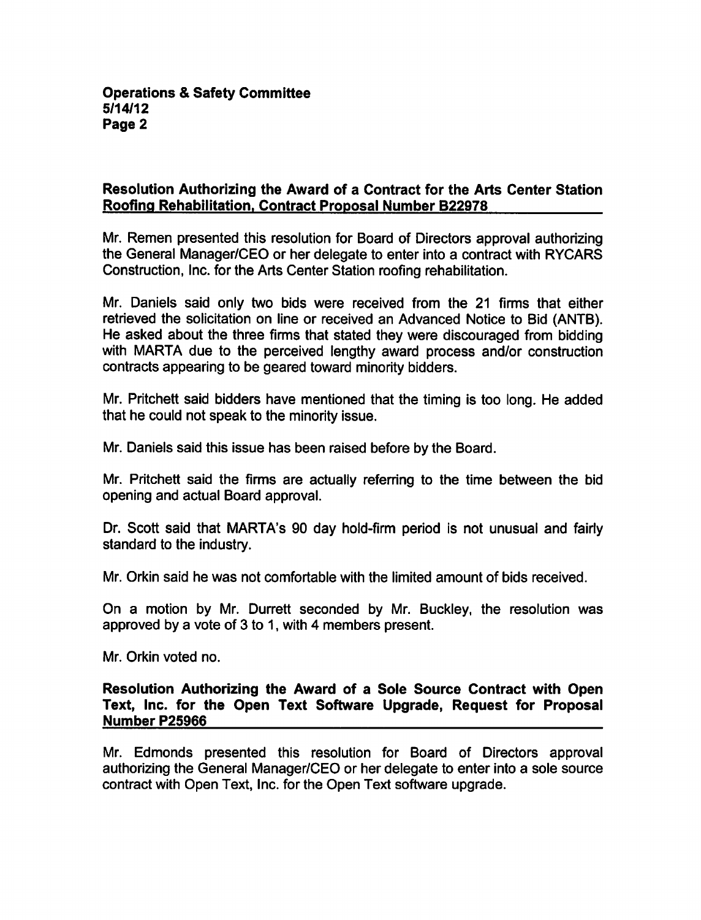### Resolution Authorizing the Award of a Contract for the Arts Center Station Roofing Rehabilitation, Contract Proposal Number B22978

Mr. Remen presented this resolution for Board of Directors approval authorizing the General Manager/CEO or her delegate to enter into a contract with RYCARS Construction, Inc. for the Arts Center Station roofing rehabilitation.

Mr. Daniels said only two bids were received from the 21 firms that either retrieved the solicitation on line or received an Advanced Notice to Bid (ANTB). He asked about the three firms that stated they were discouraged from bidding with MARTA due to the perceived lengthy award process and/or construction contracts appearing to be geared toward minority bidders.

Mr. Pritchett said bidders have mentioned that the timing is too long. He added that he could not speak to the minority issue.

Mr. Daniels said this issue has been raised before by the Board.

Mr. Pritchett said the firms are actually referring to the time between the bid opening and actual Board approval.

Dr. Scott said that MARTA's 90 day hold-firm period is not unusual and fairly standard to the industry.

Mr. Orkin said he was not comfortable with the limited amount of bids received.

On a motion by Mr. Durrett seconded by Mr. Buckley, the resolution was approved by a vote of 3 to 1, with 4 members present.

Mr. Orkin voted no.

### Resolution Authorizing the Award of a Sole Source Contract with Open Text, Inc. for the Open Text Software Upgrade, Request for Proposal Number P25966

Mr. Edmonds presented this resolution for Board of Directors approval authorizing the General Manager/CEO or her delegate to enter into a sole source contract with Open Text, Inc. for the Open Text software upgrade.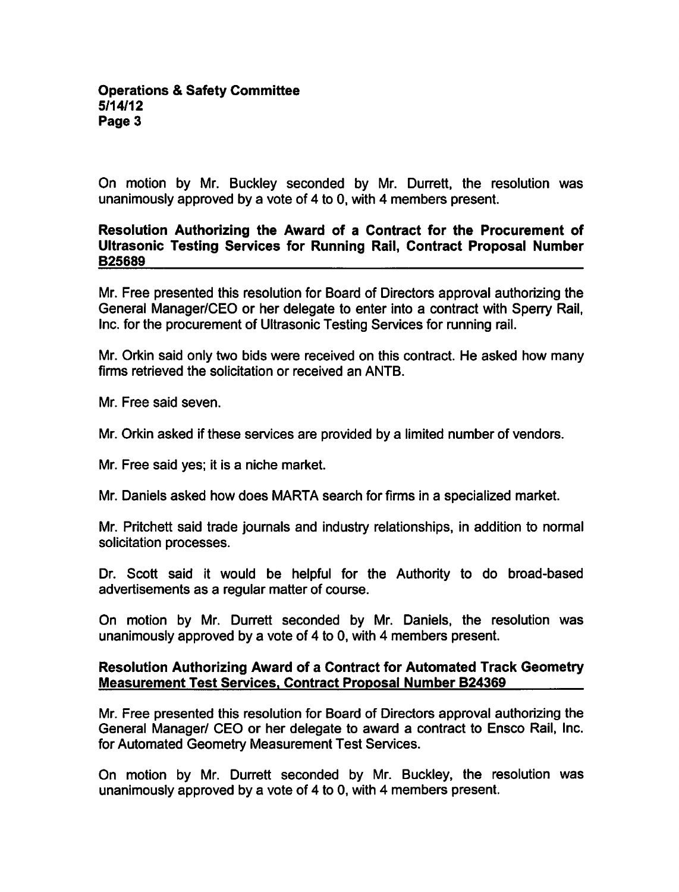On motion by Mr. Buckley seconded by Mr. Durrett, the resolution was unanimously approved by a vote of 4 to 0, with 4 members present.

## Resolution Authorizing the Award of a Contract for the Procurement of Ultrasonic Testing Services for Running Rail, Contract Proposal Number B25689

Mr. Free presented this resolution for Board of Directors approval authorizing the General Manager/CEO or her delegate to enter into a contract with Sperry Rail, Inc. for the procurement of Ultrasonic Testing Services for running rail.

Mr. Orkin said only two bids were received on this contract. He asked how many firms retrieved the solicitation or received an ANTB.

Mr. Free said seven.

Mr. Orkin asked if these services are provided by a limited number of vendors.

Mr. Free said yes; it is a niche market.

Mr. Daniels asked how does MARTA search for firms in a specialized market.

Mr. Pritchett said trade journals and industry relationships, in addition to normal solicitation processes.

Dr. Scott said it would be helpful for the Authority to do broad-based advertisements as a regular matter of course.

On motion by Mr. Durrett seconded by Mr. Daniels, the resolution was unanimously approved by a vote of 4 to 0, with 4 members present.

## Resolution Authorizing Award of a Contract for Automated Track Geometry Measurement Test Services, Contract Proposal Number B24369

Mr. Free presented this resolution for Board of Directors approval authorizing the General Manager/ CEO or her delegate to award a contract to Ensco Rail, Inc. for Automated Geometry Measurement Test Services.

On motion by Mr. Durrett seconded by Mr. Buckley, the resolution was unanimously approved by a vote of 4 to 0, with 4 members present.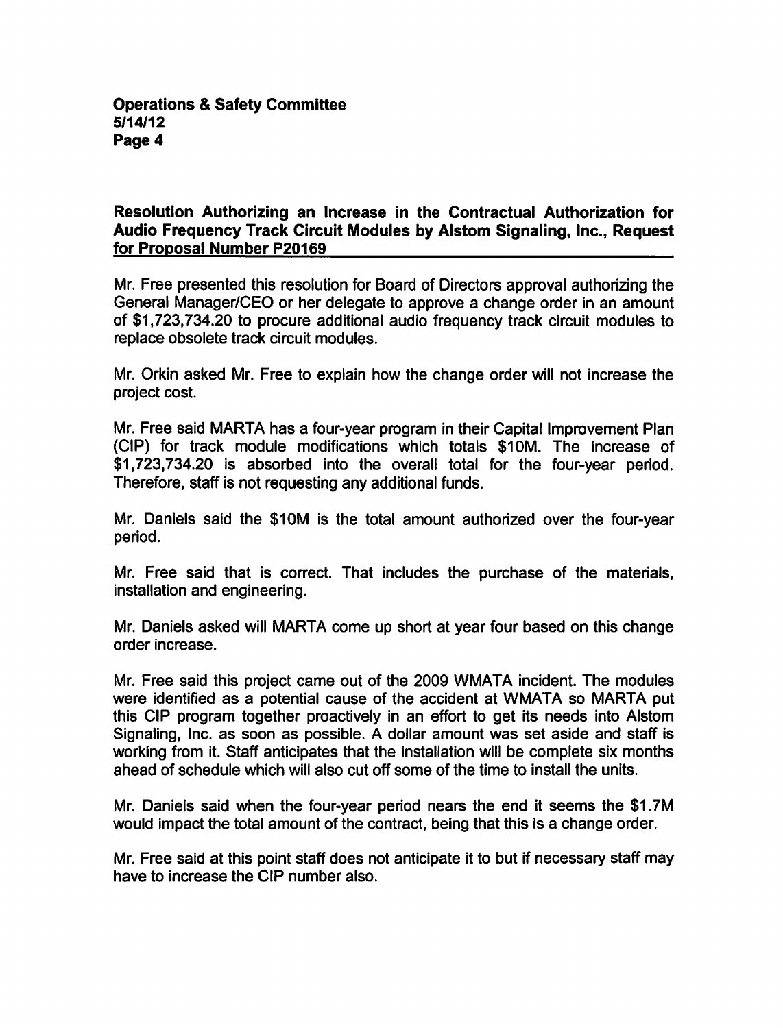**Resolution Authorizing an Increase in the Contractual Authorization for Audio Frequency Track Circuit Modules by Alstom Signaling, Inc., Request for Proposal Number P20169**

Mr. Free presented this resolution for Board of Directors approval authorizing the General Manager/CEO or her delegate to approve a change order in an amount of $1,723,734.20 to procure additional audio frequency track circuit modules to replace obsolete track circuit modules.

Mr. Orkin asked Mr. Free to explain how the change order will not increase the project cost.

Mr. Free said MARTA has a four-year program in their Capital Improvement Plan (CIP) for track module modifications which totals $10M. The increase of $1,723,734.20 is absorbed into the overall total for the four-year period. Therefore, staff is not requesting any additional funds.

Mr. Daniels said the $10M is the total amount authorized over the four-year period.

Mr. Free said that is correct. That includes the purchase of the materials, installation and engineering.

Mr. Daniels asked will MARTA come up short at year four based on this change order increase.

Mr. Free said this project came out of the 2009 WMATA incident. The modules were identified as a potential cause of the accident at WMATA so MARTA put this CIP program together proactively in an effort to get its needs into Alstom Signaling, Inc. as soon as possible. A dollar amount was set aside and staff is working from it. Staff anticipates that the installation will be complete six months ahead of schedule which will also cut off some of the time to install the units.

Mr. Daniels said when the four-year period nears the end it seems the $1.7M would impact the total amount of the contract, being that this is a change order.

Mr. Free said at this point staff does not anticipate it to but if necessary staff may have to increase the CIP number also.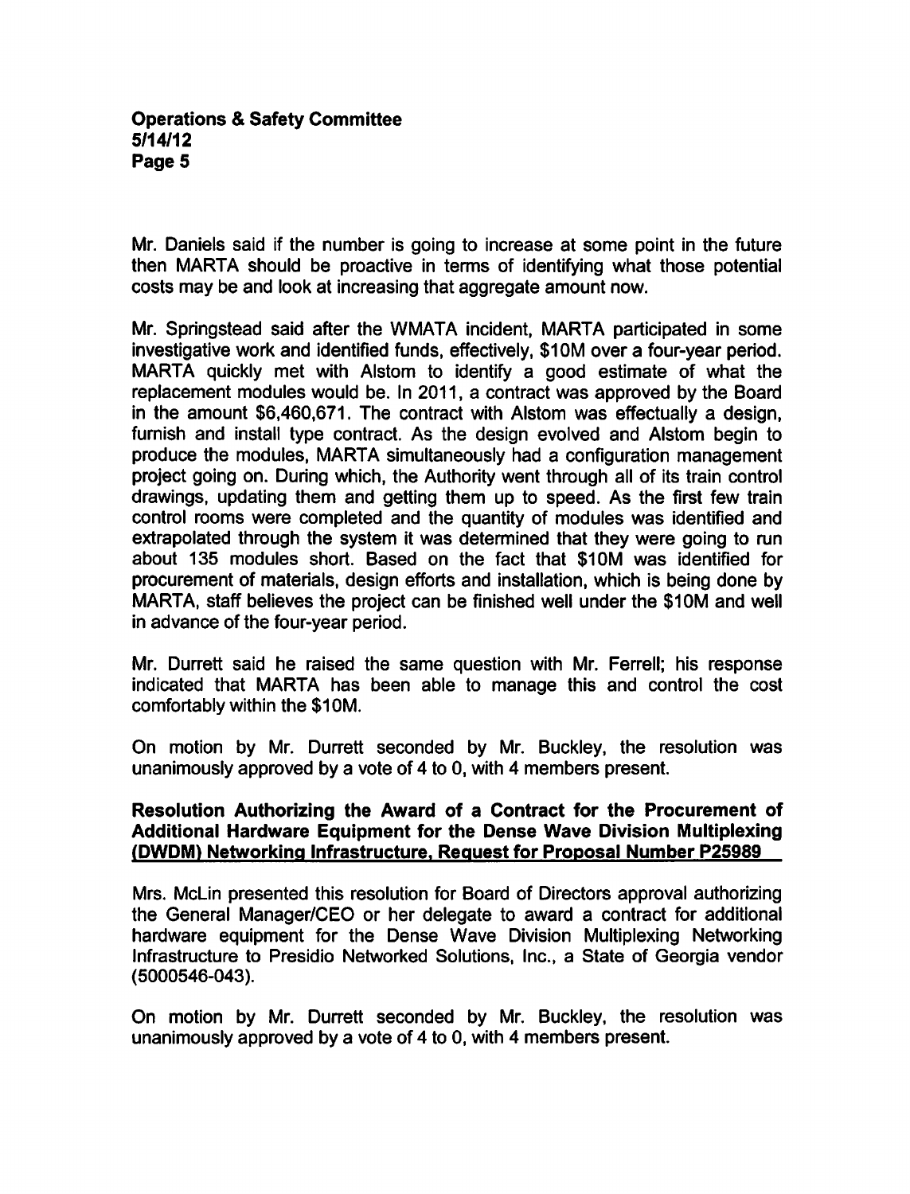Mr. Daniels said if the number is going to increase at some point in the future then MARTA should be proactive in terms of identifying what those potential costs may be and look at increasing that aggregate amount now.

Mr. Springstead said after the WMATA incident, MARTA participated in some investigative work and identified funds, effectively, \$10M over a four-year period. MARTA quickly met with Alstom to identify a good estimate of what the replacement modules would be. In 2011, a contract was approved by the Board in the amount \$6,460,671. The contract with Alstom was effectually a design, furnish and install type contract. As the design evolved and Alstom begin to produce the modules, MARTA simultaneously had a configuration management project going on. During which, the Authority went through all of its train control drawings, updating them and getting them up to speed. As the first few train control rooms were completed and the quantity of modules was identified and extrapolated through the system it was determined that they were going to run about 135 modules short. Based on the fact that \$10M was identified for procurement of materials, design efforts and installation, which is being done by MARTA, staff believes the project can be finished well under the \$10M and well in advance of the four-year period.

Mr. Durrett said he raised the same question with Mr. Ferrell; his response indicated that MARTA has been able to manage this and control the cost comfortably within the \$10M.

On motion by Mr. Durrett seconded by Mr. Buckley, the resolution was unanimously approved by a vote of 4 to 0, with 4 members present.

**Resolution Authorizing the Award of a Contract for the Procurement of Additional Hardware Equipment for the Dense Wave Division Multiplexing (DWDM) Networking Infrastructure, Request for Proposal Number P25989**

Mrs. McLin presented this resolution for Board of Directors approval authorizing the General Manager/CEO or her delegate to award a contract for additional hardware equipment for the Dense Wave Division Multiplexing Networking Infrastructure to Presidio Networked Solutions, Inc., a State of Georgia vendor (5000546-043).

On motion by Mr. Durrett seconded by Mr. Buckley, the resolution was unanimously approved by a vote of 4 to 0, with 4 members present.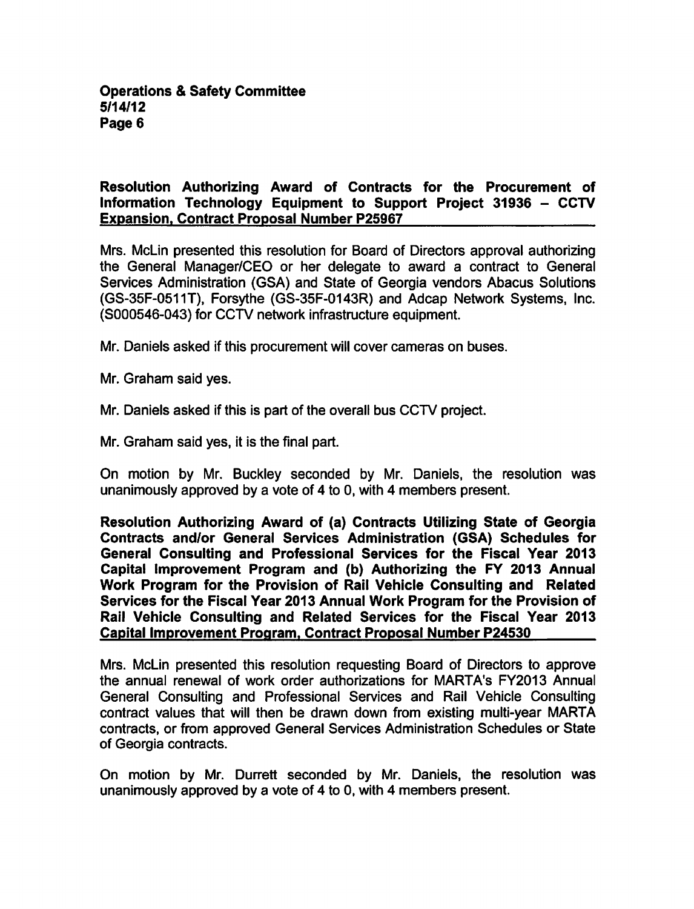**Resolution Authorizing Award of Contracts for the Procurement of Information Technology Equipment to Support Project 31936 – CCTV Expansion, Contract Proposal Number P25967**

Mrs. McLin presented this resolution for Board of Directors approval authorizing the General Manager/CEO or her delegate to award a contract to General Services Administration (GSA) and State of Georgia vendors Abacus Solutions (GS-35F-0511T), Forsythe (GS-35F-0143R) and Adcap Network Systems, Inc. (S000546-043) for CCTV network infrastructure equipment.

Mr. Daniels asked if this procurement will cover cameras on buses.

Mr. Graham said yes.

Mr. Daniels asked if this is part of the overall bus CCTV project.

Mr. Graham said yes, it is the final part.

On motion by Mr. Buckley seconded by Mr. Daniels, the resolution was unanimously approved by a vote of 4 to 0, with 4 members present.

**Resolution Authorizing Award of (a) Contracts Utilizing State of Georgia Contracts and/or General Services Administration (GSA) Schedules for General Consulting and Professional Services for the Fiscal Year 2013 Capital Improvement Program and (b) Authorizing the FY 2013 Annual Work Program for the Provision of Rail Vehicle Consulting and Related Services for the Fiscal Year 2013 Annual Work Program for the Provision of Rail Vehicle Consulting and Related Services for the Fiscal Year 2013 Capital Improvement Program, Contract Proposal Number P24530**

Mrs. McLin presented this resolution requesting Board of Directors to approve the annual renewal of work order authorizations for MARTA's FY2013 Annual General Consulting and Professional Services and Rail Vehicle Consulting contract values that will then be drawn down from existing multi-year MARTA contracts, or from approved General Services Administration Schedules or State of Georgia contracts.

On motion by Mr. Durrett seconded by Mr. Daniels, the resolution was unanimously approved by a vote of 4 to 0, with 4 members present.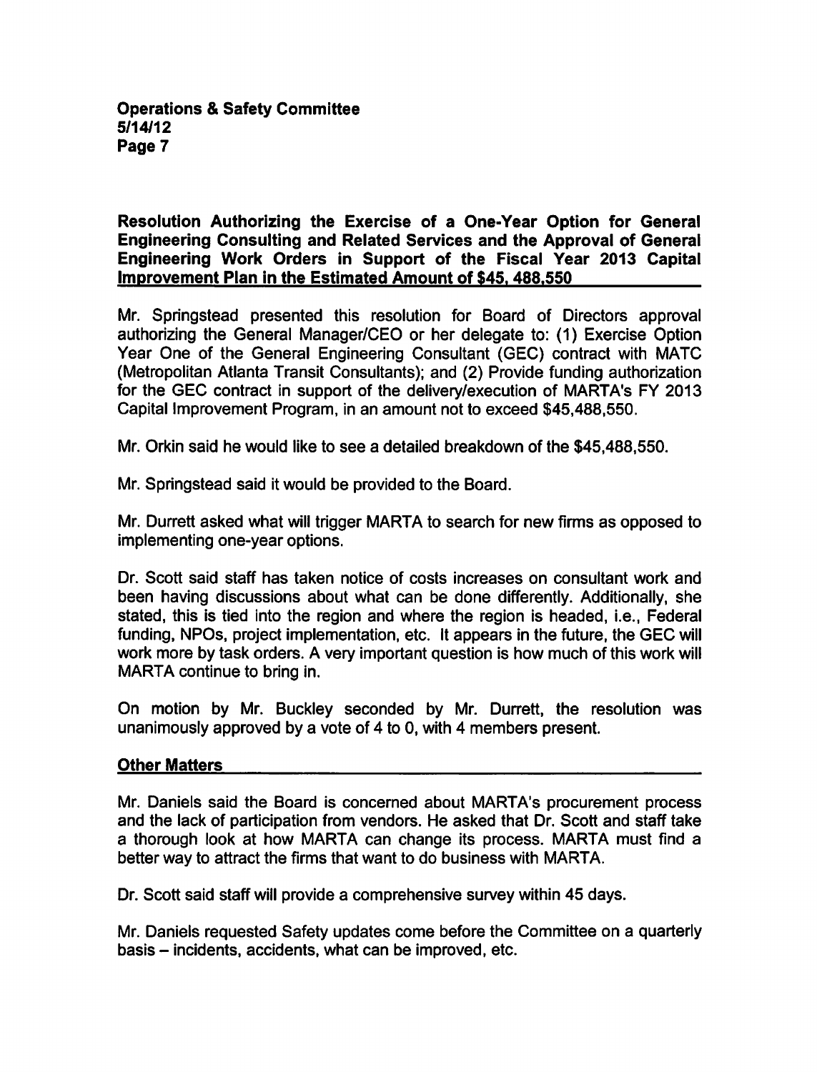**Operations & Safety Committee**
**5/14/12**

**Resolution Authorizing the Exercise of a One-Year Option for General Engineering Consulting and Related Services and the Approval of General Engineering Work Orders in Support of the Fiscal Year 2013 Capital Improvement Plan in the Estimated Amount of $45, 488,550**

Mr. Springstead presented this resolution for Board of Directors approval authorizing the General Manager/CEO or her delegate to: (1) Exercise Option Year One of the General Engineering Consultant (GEC) contract with MATC (Metropolitan Atlanta Transit Consultants); and (2) Provide funding authorization for the GEC contract in support of the delivery/execution of MARTA's FY 2013 Capital Improvement Program, in an amount not to exceed $45,488,550.

Mr. Orkin said he would like to see a detailed breakdown of the $45,488,550.

Mr. Springstead said it would be provided to the Board.

Mr. Durrett asked what will trigger MARTA to search for new firms as opposed to implementing one-year options.

Dr. Scott said staff has taken notice of costs increases on consultant work and been having discussions about what can be done differently. Additionally, she stated, this is tied into the region and where the region is headed, i.e., Federal funding, NPOs, project implementation, etc. It appears in the future, the GEC will work more by task orders. A very important question is how much of this work will MARTA continue to bring in.

On motion by Mr. Buckley seconded by Mr. Durrett, the resolution was unanimously approved by a vote of 4 to 0, with 4 members present.

**Other Matters**

Mr. Daniels said the Board is concerned about MARTA's procurement process and the lack of participation from vendors. He asked that Dr. Scott and staff take a thorough look at how MARTA can change its process. MARTA must find a better way to attract the firms that want to do business with MARTA.

Dr. Scott said staff will provide a comprehensive survey within 45 days.

Mr. Daniels requested Safety updates come before the Committee on a quarterly basis – incidents, accidents, what can be improved, etc.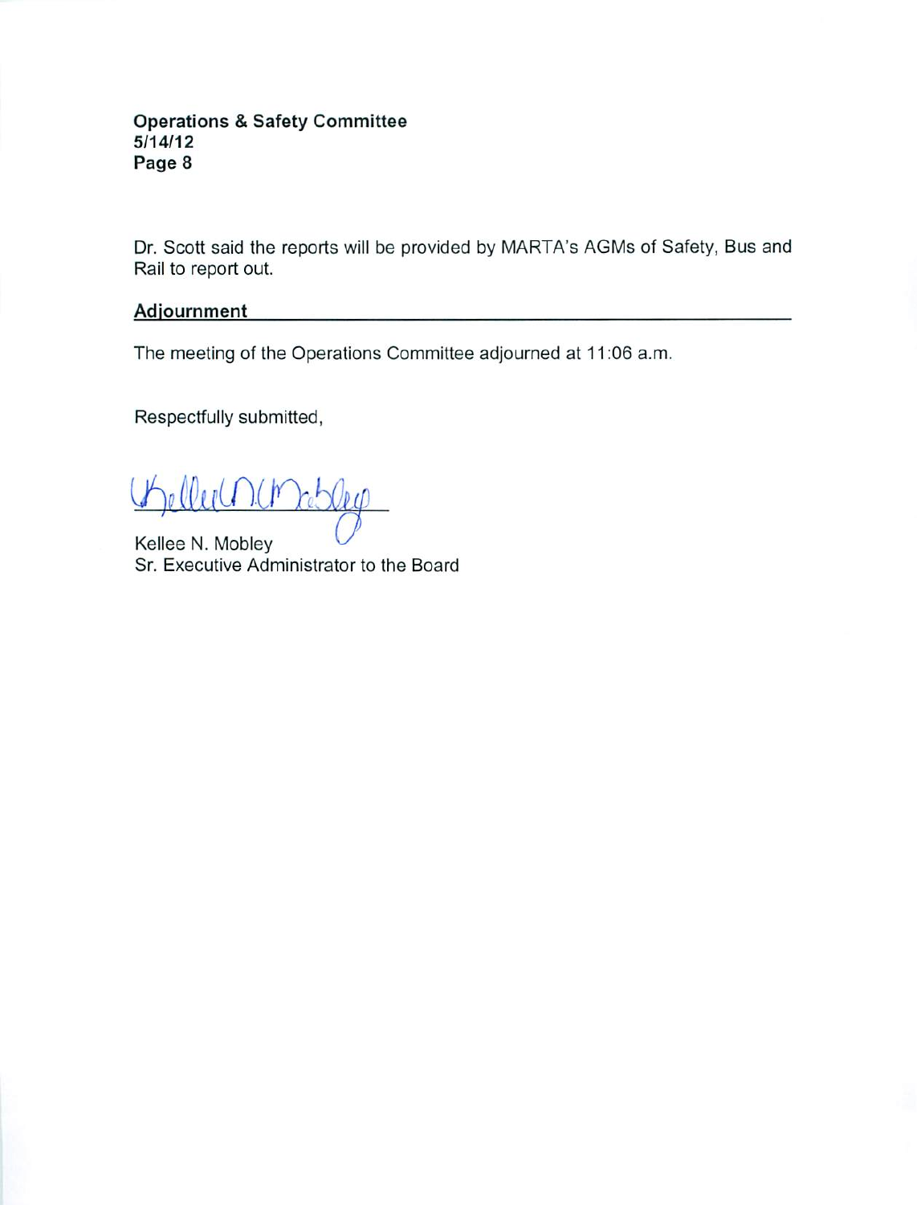Dr. Scott said the reports will be provided by MARTA's AGMs of Safety, Bus and Rail to report out.

## Adjournment

The meeting of the Operations Committee adjourned at 11:06 a.m.

Respectfully submitted,

Kellee N. Mobley
Sr. Executive Administrator to the Board